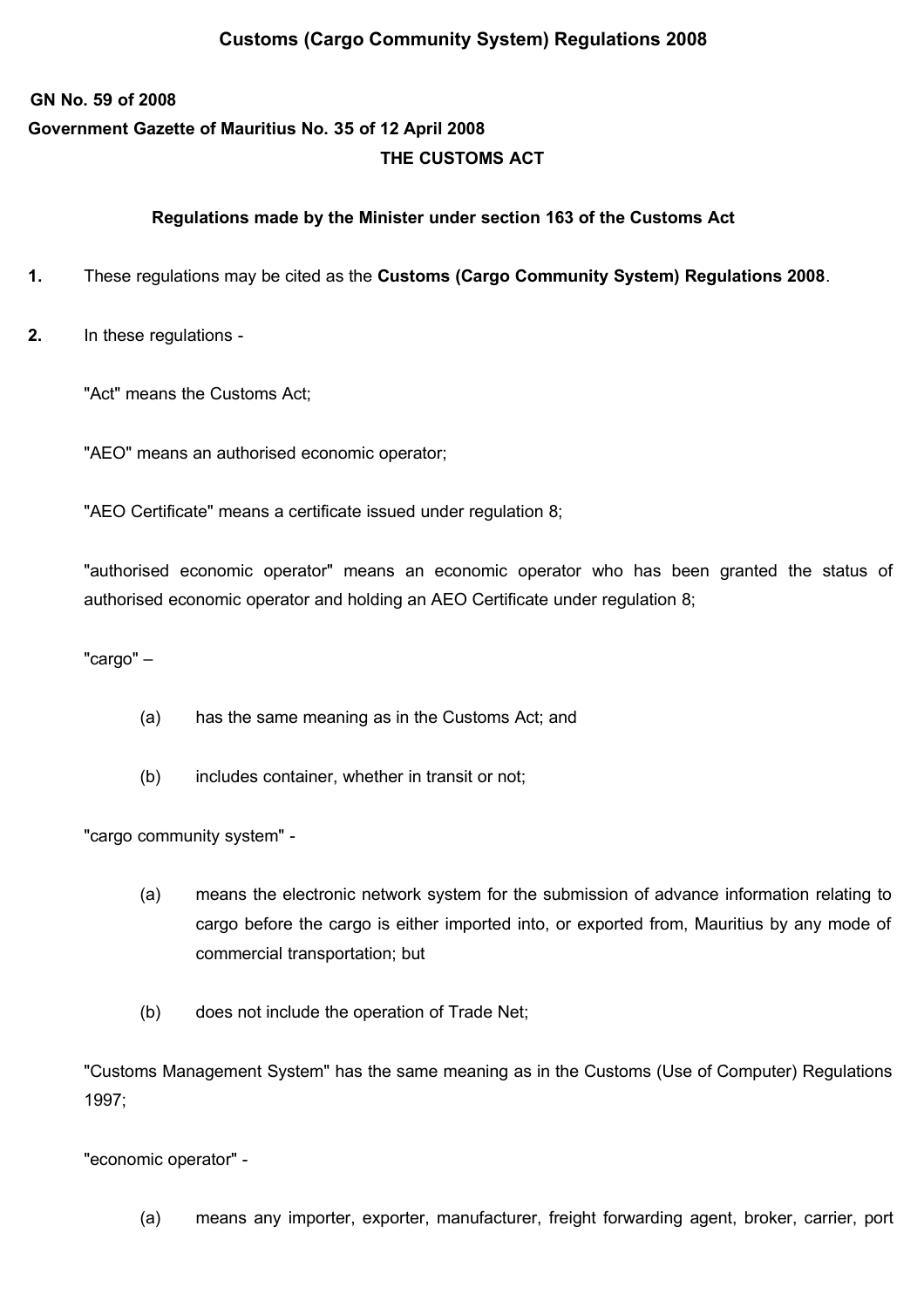# Customs (Cargo Community System) Regulations 2008

**GN No. 59 of 2008**

**Government Gazette of Mauritius No. 35 of 12 April 2008**

**THE CUSTOMS ACT**

**Regulations made by the Minister under section 163 of the Customs Act**

**1.** These regulations may be cited as the **Customs (Cargo Community System) Regulations 2008**.

**2.** In these regulations -

"Act" means the Customs Act;

"AEO" means an authorised economic operator;

"AEO Certificate" means a certificate issued under regulation 8;

"authorised economic operator" means an economic operator who has been granted the status of authorised economic operator and holding an AEO Certificate under regulation 8;

"cargo" –

(a) has the same meaning as in the Customs Act; and

(b) includes container, whether in transit or not;

"cargo community system" -

(a) means the electronic network system for the submission of advance information relating to cargo before the cargo is either imported into, or exported from, Mauritius by any mode of commercial transportation; but

(b) does not include the operation of Trade Net;

"Customs Management System" has the same meaning as in the Customs (Use of Computer) Regulations 1997;

"economic operator" -

(a) means any importer, exporter, manufacturer, freight forwarding agent, broker, carrier, port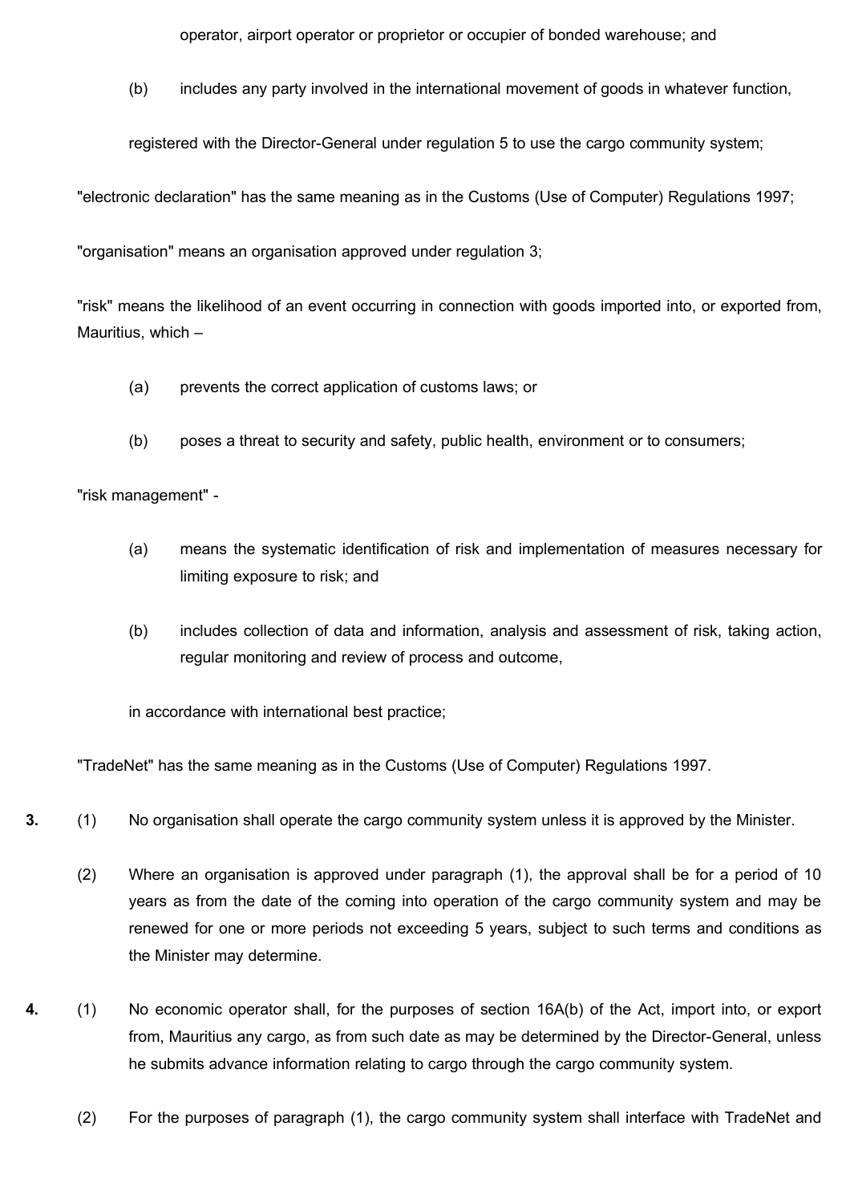operator, airport operator or proprietor or occupier of bonded warehouse; and

(b) includes any party involved in the international movement of goods in whatever function,

registered with the Director-General under regulation 5 to use the cargo community system;

"electronic declaration" has the same meaning as in the Customs (Use of Computer) Regulations 1997;

"organisation" means an organisation approved under regulation 3;

"risk" means the likelihood of an event occurring in connection with goods imported into, or exported from, Mauritius, which –

(a) prevents the correct application of customs laws; or

(b) poses a threat to security and safety, public health, environment or to consumers;

"risk management" -

(a) means the systematic identification of risk and implementation of measures necessary for limiting exposure to risk; and

(b) includes collection of data and information, analysis and assessment of risk, taking action, regular monitoring and review of process and outcome,

in accordance with international best practice;

"TradeNet" has the same meaning as in the Customs (Use of Computer) Regulations 1997.

**3.** (1) No organisation shall operate the cargo community system unless it is approved by the Minister.

(2) Where an organisation is approved under paragraph (1), the approval shall be for a period of 10 years as from the date of the coming into operation of the cargo community system and may be renewed for one or more periods not exceeding 5 years, subject to such terms and conditions as the Minister may determine.

**4.** (1) No economic operator shall, for the purposes of section 16A(b) of the Act, import into, or export from, Mauritius any cargo, as from such date as may be determined by the Director-General, unless he submits advance information relating to cargo through the cargo community system.

(2) For the purposes of paragraph (1), the cargo community system shall interface with TradeNet and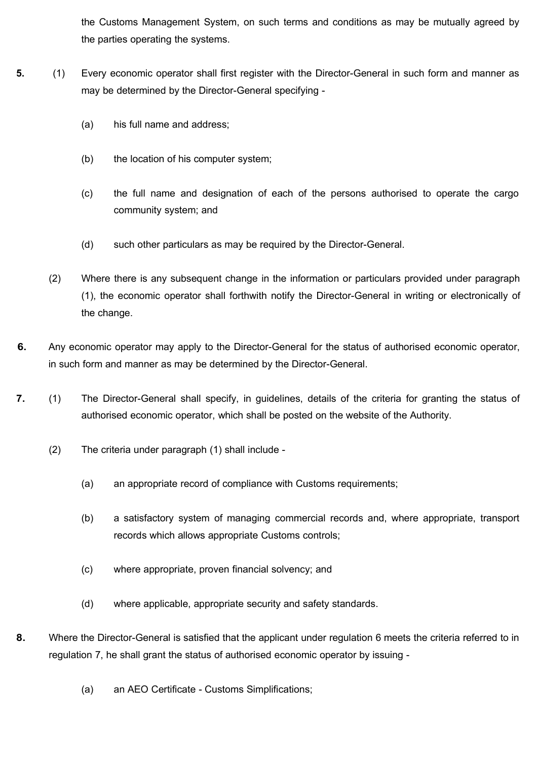the Customs Management System, on such terms and conditions as may be mutually agreed by the parties operating the systems.

**5.** (1) Every economic operator shall first register with the Director-General in such form and manner as may be determined by the Director-General specifying -

(a) his full name and address;

(b) the location of his computer system;

(c) the full name and designation of each of the persons authorised to operate the cargo community system; and

(d) such other particulars as may be required by the Director-General.

(2) Where there is any subsequent change in the information or particulars provided under paragraph (1), the economic operator shall forthwith notify the Director-General in writing or electronically of the change.

**6.** Any economic operator may apply to the Director-General for the status of authorised economic operator, in such form and manner as may be determined by the Director-General.

**7.** (1) The Director-General shall specify, in guidelines, details of the criteria for granting the status of authorised economic operator, which shall be posted on the website of the Authority.

(2) The criteria under paragraph (1) shall include -

(a) an appropriate record of compliance with Customs requirements;

(b) a satisfactory system of managing commercial records and, where appropriate, transport records which allows appropriate Customs controls;

(c) where appropriate, proven financial solvency; and

(d) where applicable, appropriate security and safety standards.

**8.** Where the Director-General is satisfied that the applicant under regulation 6 meets the criteria referred to in regulation 7, he shall grant the status of authorised economic operator by issuing -

(a) an AEO Certificate - Customs Simplifications;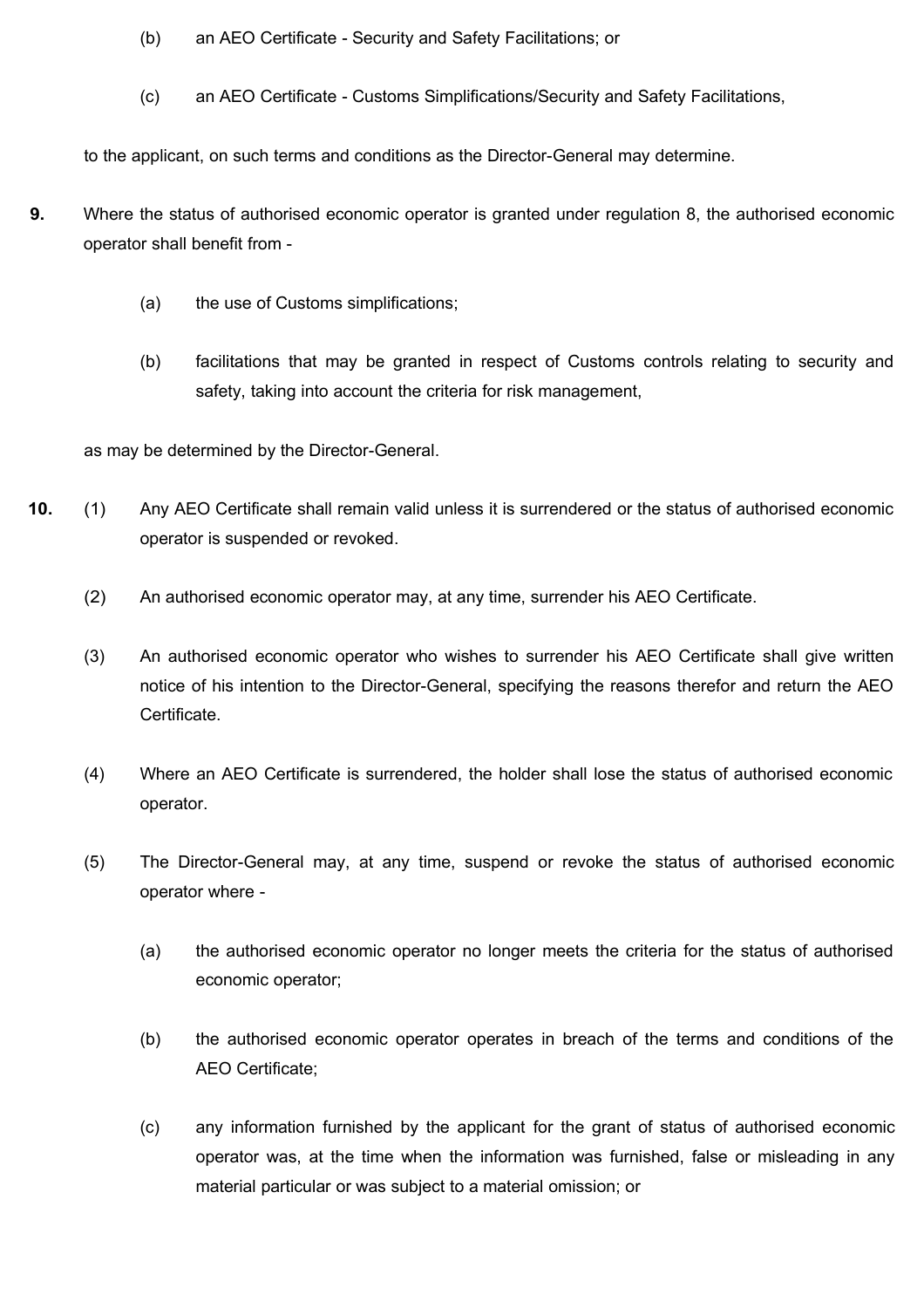(b) an AEO Certificate - Security and Safety Facilitations; or

(c) an AEO Certificate - Customs Simplifications/Security and Safety Facilitations,

to the applicant, on such terms and conditions as the Director-General may determine.

**9.** Where the status of authorised economic operator is granted under regulation 8, the authorised economic operator shall benefit from -

(a) the use of Customs simplifications;

(b) facilitations that may be granted in respect of Customs controls relating to security and safety, taking into account the criteria for risk management,

as may be determined by the Director-General.

**10.** (1) Any AEO Certificate shall remain valid unless it is surrendered or the status of authorised economic operator is suspended or revoked.

(2) An authorised economic operator may, at any time, surrender his AEO Certificate.

(3) An authorised economic operator who wishes to surrender his AEO Certificate shall give written notice of his intention to the Director-General, specifying the reasons therefor and return the AEO Certificate.

(4) Where an AEO Certificate is surrendered, the holder shall lose the status of authorised economic operator.

(5) The Director-General may, at any time, suspend or revoke the status of authorised economic operator where -

(a) the authorised economic operator no longer meets the criteria for the status of authorised economic operator;

(b) the authorised economic operator operates in breach of the terms and conditions of the AEO Certificate;

(c) any information furnished by the applicant for the grant of status of authorised economic operator was, at the time when the information was furnished, false or misleading in any material particular or was subject to a material omission; or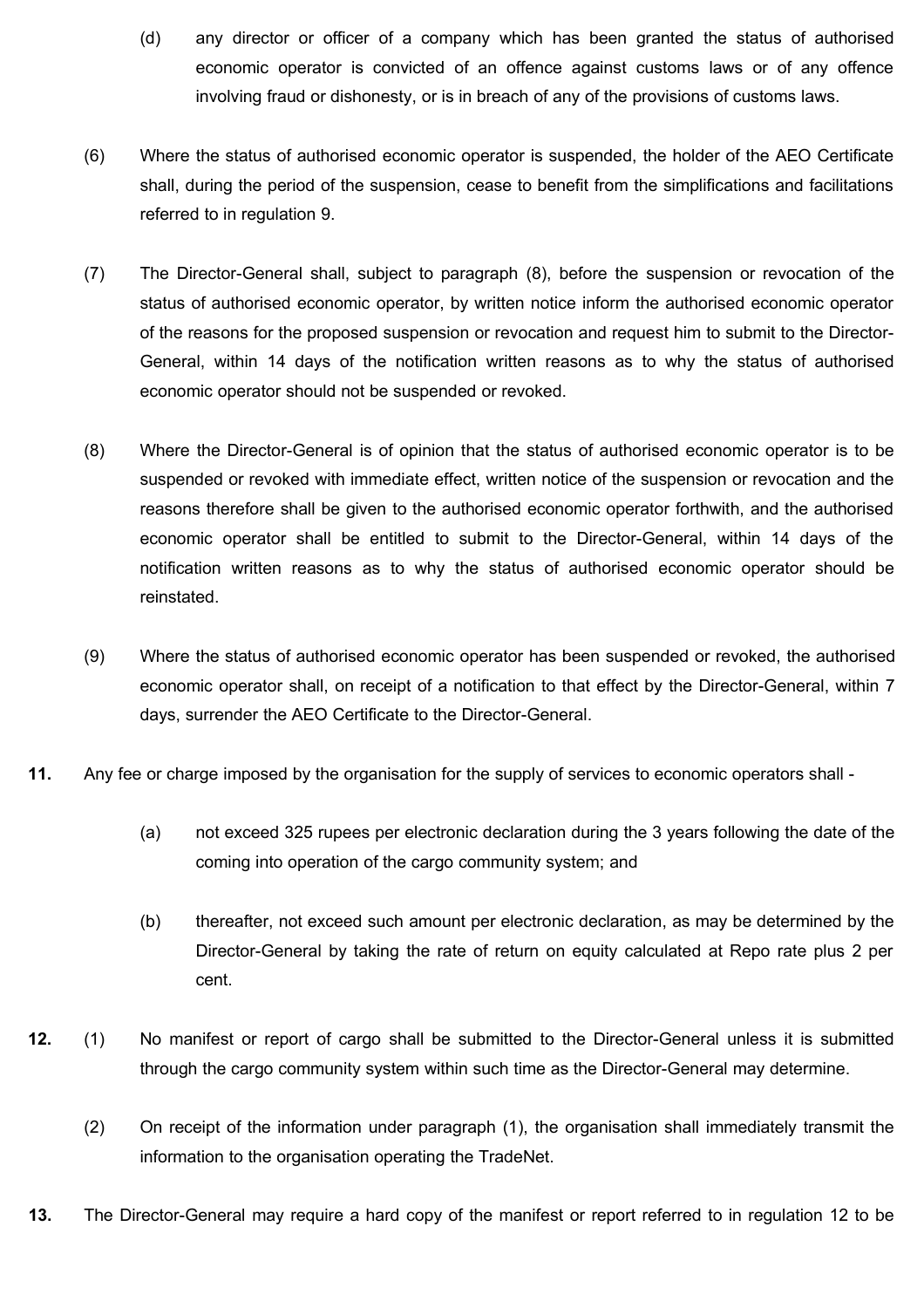(d) any director or officer of a company which has been granted the status of authorised economic operator is convicted of an offence against customs laws or of any offence involving fraud or dishonesty, or is in breach of any of the provisions of customs laws.

(6) Where the status of authorised economic operator is suspended, the holder of the AEO Certificate shall, during the period of the suspension, cease to benefit from the simplifications and facilitations referred to in regulation 9.

(7) The Director-General shall, subject to paragraph (8), before the suspension or revocation of the status of authorised economic operator, by written notice inform the authorised economic operator of the reasons for the proposed suspension or revocation and request him to submit to the Director-General, within 14 days of the notification written reasons as to why the status of authorised economic operator should not be suspended or revoked.

(8) Where the Director-General is of opinion that the status of authorised economic operator is to be suspended or revoked with immediate effect, written notice of the suspension or revocation and the reasons therefore shall be given to the authorised economic operator forthwith, and the authorised economic operator shall be entitled to submit to the Director-General, within 14 days of the notification written reasons as to why the status of authorised economic operator should be reinstated.

(9) Where the status of authorised economic operator has been suspended or revoked, the authorised economic operator shall, on receipt of a notification to that effect by the Director-General, within 7 days, surrender the AEO Certificate to the Director-General.

**11.** Any fee or charge imposed by the organisation for the supply of services to economic operators shall -

(a) not exceed 325 rupees per electronic declaration during the 3 years following the date of the coming into operation of the cargo community system; and

(b) thereafter, not exceed such amount per electronic declaration, as may be determined by the Director-General by taking the rate of return on equity calculated at Repo rate plus 2 per cent.

**12.** (1) No manifest or report of cargo shall be submitted to the Director-General unless it is submitted through the cargo community system within such time as the Director-General may determine.

(2) On receipt of the information under paragraph (1), the organisation shall immediately transmit the information to the organisation operating the TradeNet.

**13.** The Director-General may require a hard copy of the manifest or report referred to in regulation 12 to be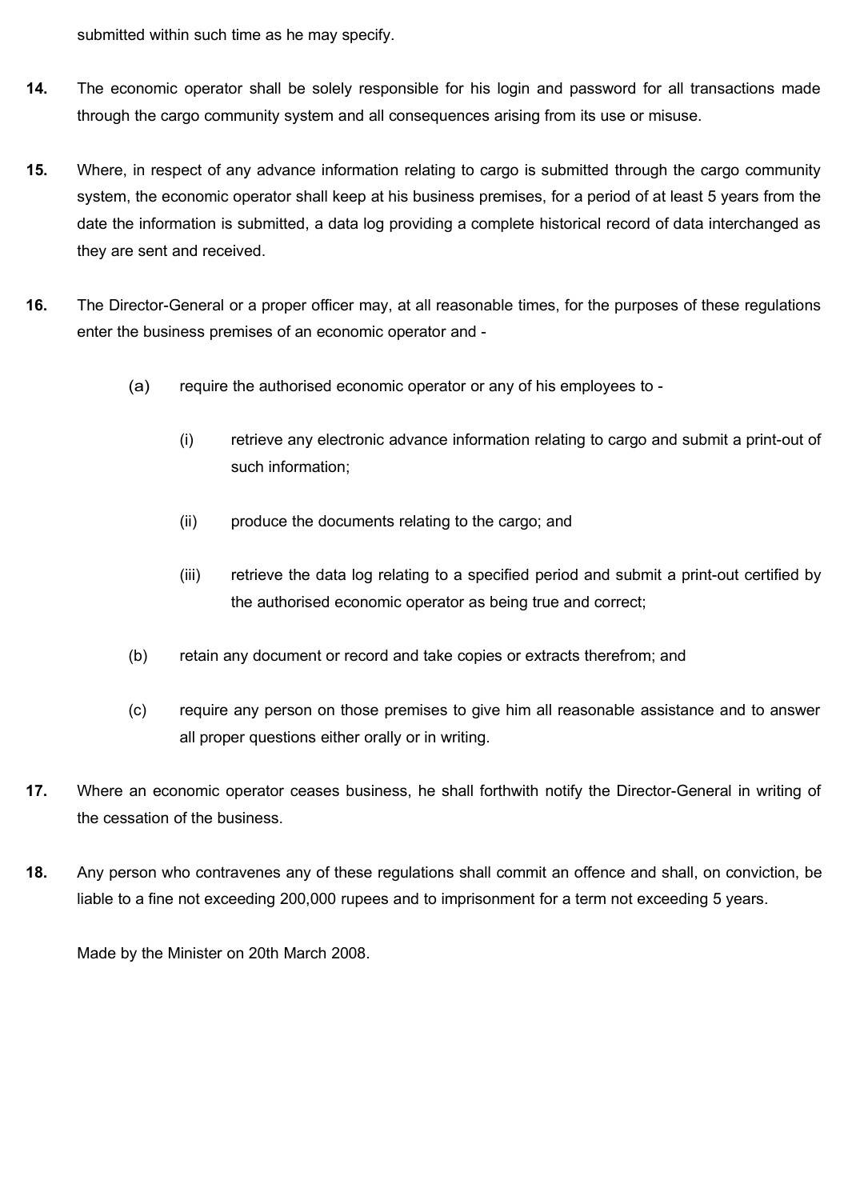submitted within such time as he may specify.

**14.** The economic operator shall be solely responsible for his login and password for all transactions made through the cargo community system and all consequences arising from its use or misuse.

**15.** Where, in respect of any advance information relating to cargo is submitted through the cargo community system, the economic operator shall keep at his business premises, for a period of at least 5 years from the date the information is submitted, a data log providing a complete historical record of data interchanged as they are sent and received.

**16.** The Director-General or a proper officer may, at all reasonable times, for the purposes of these regulations enter the business premises of an economic operator and -

(a) require the authorised economic operator or any of his employees to -

(i) retrieve any electronic advance information relating to cargo and submit a print-out of such information;

(ii) produce the documents relating to the cargo; and

(iii) retrieve the data log relating to a specified period and submit a print-out certified by the authorised economic operator as being true and correct;

(b) retain any document or record and take copies or extracts therefrom; and

(c) require any person on those premises to give him all reasonable assistance and to answer all proper questions either orally or in writing.

**17.** Where an economic operator ceases business, he shall forthwith notify the Director-General in writing of the cessation of the business.

**18.** Any person who contravenes any of these regulations shall commit an offence and shall, on conviction, be liable to a fine not exceeding 200,000 rupees and to imprisonment for a term not exceeding 5 years.

Made by the Minister on 20th March 2008.